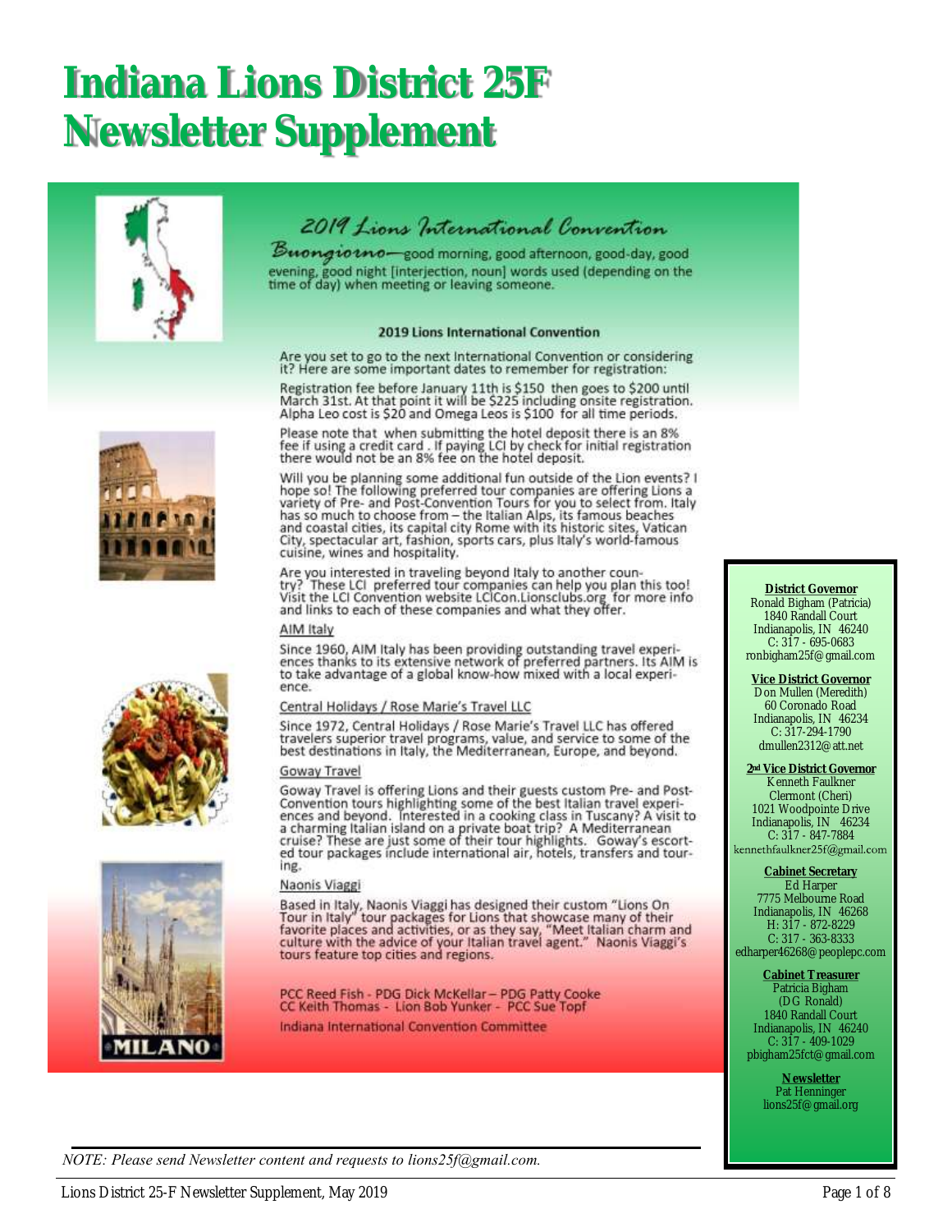# Indiana Lions District 25F Newsletter Supplement

## 2019 Lions International Convention

*Buongiorno*—good morning, good afternoon, good-day, good evening, good night [interjection, noun] words used (depending on the time of day) when meeting or leaving someone.

### 2019 Lions International Convention

Are you set to go to the next International Convention or considering it? Here are some important dates to remember for registration:

Registration fee before January 11th is $150 then goes to $200 until March 31st. At that point it will be $225 including onsite registration. Alpha Leo cost is $20 and Omega Leos is $100 for all time periods.

Please note that when submitting the hotel deposit there is an 8% fee if using a credit card. If paying LCI by check for initial registration there would not be an 8% fee on the hotel deposit.

Will you be planning some additional fun outside of the Lion events? I hope so! The following preferred tour companies are offering Lions a variety of Pre- and Post-Convention Tours for you to select from. Italy has so much to choose from – the Italian Alps, its famous beaches and coastal cities, its capital city Rome with its historic sites, Vatican City, spectacular art, fashion, sports cars, plus Italy's world-famous cuisine, wines and hospitality.

Are you interested in traveling beyond Italy to another country? These LCI preferred tour companies can help you plan this too! Visit the LCI Convention website LCICon.Lionsclubs.org for more info and links to each of these companies and what they offer.

AIM Italy

Since 1960, AIM Italy has been providing outstanding travel experiences thanks to its extensive network of preferred partners. Its AIM is to take advantage of a global know-how mixed with a local experience.

Central Holidays / Rose Marie's Travel LLC

Since 1972, Central Holidays / Rose Marie's Travel LLC has offered travelers superior travel programs, value, and service to some of the best destinations in Italy, the Mediterranean, Europe, and beyond.

Goway Travel

Goway Travel is offering Lions and their guests custom Pre- and Post-Convention tours highlighting some of the best Italian travel experiences and beyond. Interested in a cooking class in Tuscany? A visit to a charming Italian island on a private boat trip? A Mediterranean cruise? These are just some of their tour highlights. Goway's escorted tour packages include international air, hotels, transfers and touring.

Naonis Viaggi

Based in Italy, Naonis Viaggi has designed their custom "Lions On Tour in Italy" tour packages for Lions that showcase many of their favorite places and activities, or as they say, "Meet Italian charm and culture with the advice of your Italian travel agent." Naonis Viaggi's tours feature top cities and regions.

PCC Reed Fish - PDG Dick McKellar – PDG Patty Cooke
CC Keith Thomas - Lion Bob Yunker - PCC Sue Topf

Indiana International Convention Committee

---

**District Governor**
Ronald Bigham (Patricia)
1840 Randall Court
Indianapolis, IN 46240
C: 317 - 695-0683
ronbigham25f@gmail.com

**Vice District Governor**
Don Mullen (Meredith)
60 Coronado Road
Indianapolis, IN 46234
C: 317-294-1790
dmullen2312@att.net

**2nd Vice District Governor**
Kenneth Faulkner
Clermont (Cheri)
1021 Woodpointe Drive
Indianapolis, IN 46234
C: 317 - 847-7884
kennethfaulkner25f@gmail.com

**Cabinet Secretary**
Ed Harper
7775 Melbourne Road
Indianapolis, IN 46268
H: 317 - 872-8229
C: 317 - 363-8333
edharper46268@peoplepc.com

**Cabinet Treasurer**
Patricia Bigham
(DG Ronald)
1840 Randall Court
Indianapolis, IN 46240
C: 317 - 409-1029
pbigham25fct@gmail.com

**Newsletter**
Pat Henninger
lions25f@gmail.org

---

*NOTE: Please send Newsletter content and requests to lions25f@gmail.com.*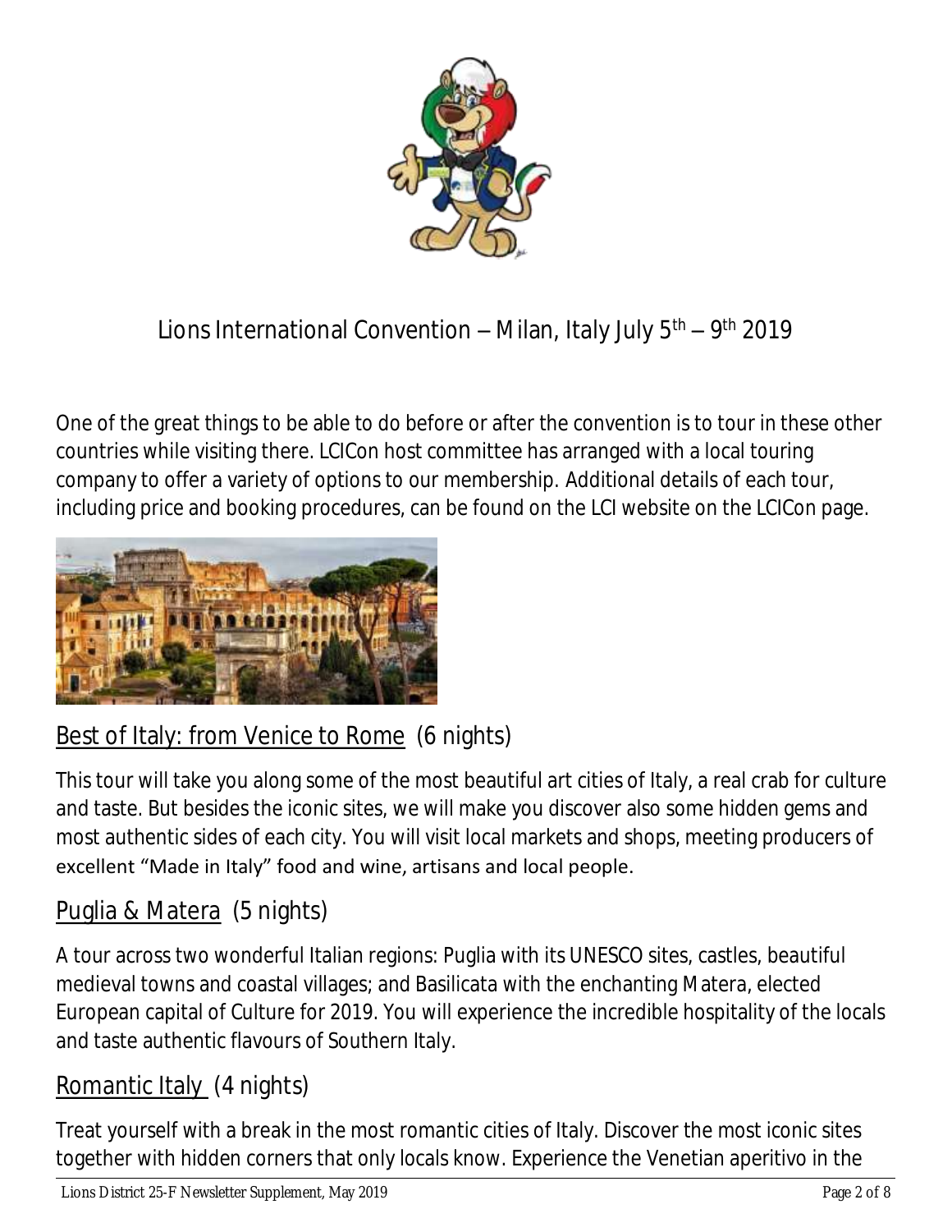# Lions International Convention – Milan, Italy July 5th – 9th 2019

One of the great things to be able to do before or after the convention is to tour in these other countries while visiting there. LCICon host committee has arranged with a local touring company to offer a variety of options to our membership. Additional details of each tour, including price and booking procedures, can be found on the LCI website on the LCICon page.

## Best of Italy: from Venice to Rome (6 nights)

This tour will take you along some of the most beautiful art cities of Italy, a real crab for culture and taste. But besides the iconic sites, we will make you discover also some hidden gems and most authentic sides of each city. You will visit local markets and shops, meeting producers of excellent "Made in Italy" food and wine, artisans and local people.

## Puglia & Matera (5 nights)

A tour across two wonderful Italian regions: Puglia with its UNESCO sites, castles, beautiful medieval towns and coastal villages; and Basilicata with the enchanting Matera, elected European capital of Culture for 2019. You will experience the incredible hospitality of the locals and taste authentic flavours of Southern Italy.

## Romantic Italy (4 nights)

Treat yourself with a break in the most romantic cities of Italy. Discover the most iconic sites together with hidden corners that only locals know. Experience the Venetian aperitivo in the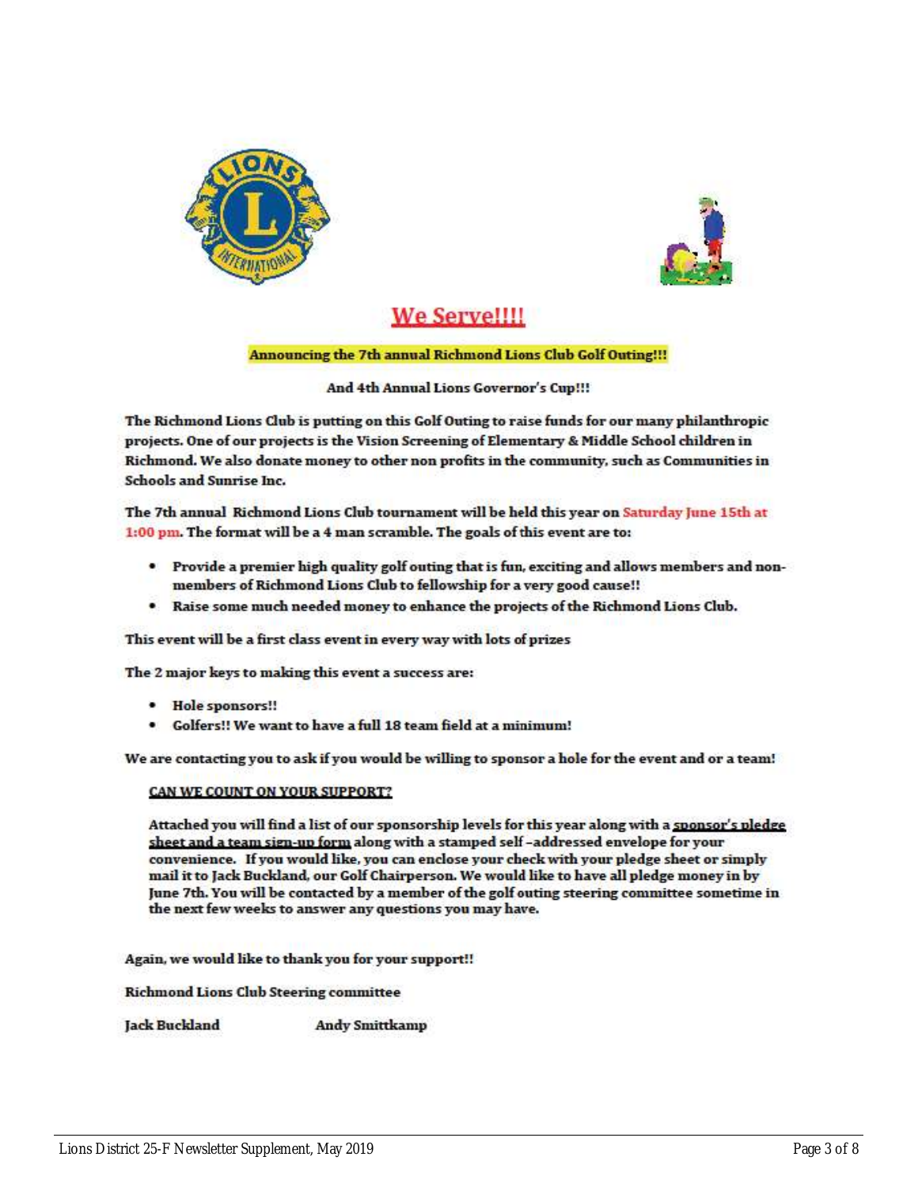# We Serve!!!!

**Announcing the 7th annual Richmond Lions Club Golf Outing!!!**

**And 4th Annual Lions Governor's Cup!!!**

The Richmond Lions Club is putting on this Golf Outing to raise funds for our many philanthropic projects. One of our projects is the Vision Screening of Elementary & Middle School children in Richmond. We also donate money to other non profits in the community, such as Communities in Schools and Sunrise Inc.

The 7th annual Richmond Lions Club tournament will be held this year on Saturday June 15th at 1:00 pm. The format will be a 4 man scramble. The goals of this event are to:

- Provide a premier high quality golf outing that is fun, exciting and allows members and non-members of Richmond Lions Club to fellowship for a very good cause!!
- Raise some much needed money to enhance the projects of the Richmond Lions Club.

This event will be a first class event in every way with lots of prizes

The 2 major keys to making this event a success are:

- Hole sponsors!!
- Golfers!! We want to have a full 18 team field at a minimum!

We are contacting you to ask if you would be willing to sponsor a hole for the event and or a team!

**CAN WE COUNT ON YOUR SUPPORT?**

Attached you will find a list of our sponsorship levels for this year along with a sponsor's pledge sheet and a team sign-up form along with a stamped self-addressed envelope for your convenience. If you would like, you can enclose your check with your pledge sheet or simply mail it to Jack Buckland, our Golf Chairperson. We would like to have all pledge money in by June 7th. You will be contacted by a member of the golf outing steering committee sometime in the next few weeks to answer any questions you may have.

Again, we would like to thank you for your support!!

Richmond Lions Club Steering committee

Jack Buckland          Andy Smittkamp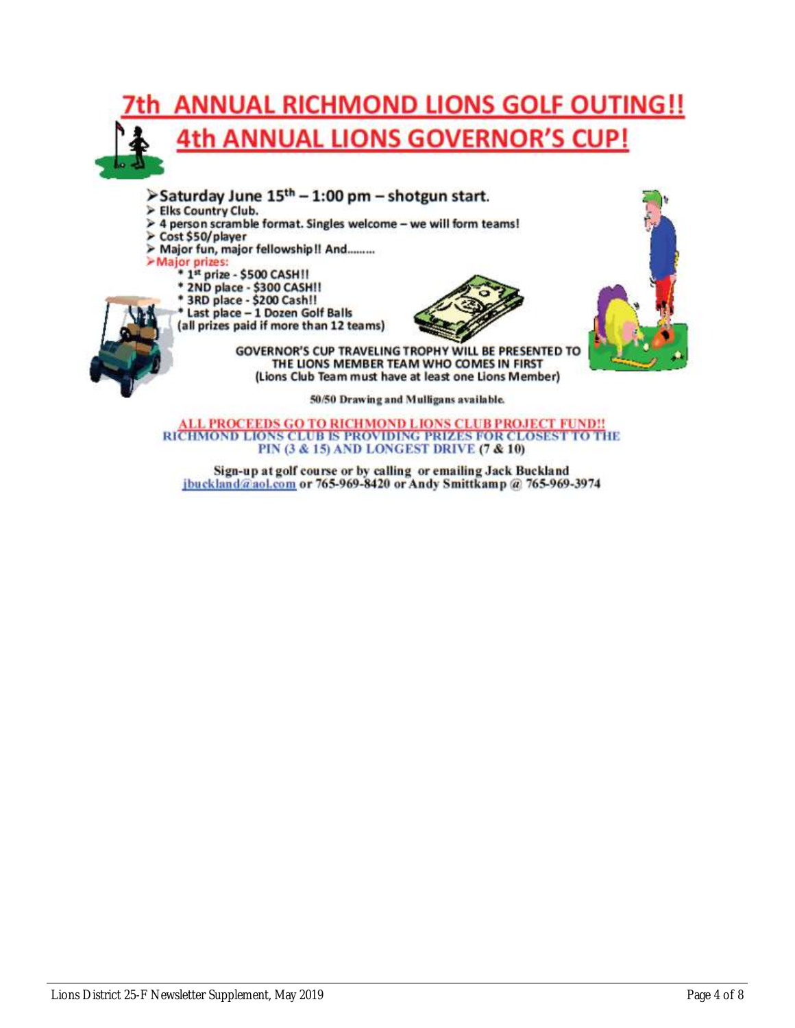# 7th ANNUAL RICHMOND LIONS GOLF OUTING!!

# 4th ANNUAL LIONS GOVERNOR'S CUP!

- **Saturday June 15th – 1:00 pm – shotgun start.**
- Elks Country Club.
- 4 person scramble format. Singles welcome – we will form teams!
- Cost $50/player
- Major fun, major fellowship!! And.........
- Major prizes:
  - * 1st prize - $500 CASH!!
  - * 2ND place - $300 CASH!!
  - * 3RD place - $200 Cash!!
  - * Last place – 1 Dozen Golf Balls

  (all prizes paid if more than 12 teams)

GOVERNOR'S CUP TRAVELING TROPHY WILL BE PRESENTED TO THE LIONS MEMBER TEAM WHO COMES IN FIRST
(Lions Club Team must have at least one Lions Member)

50/50 Drawing and Mulligans available.

**ALL PROCEEDS GO TO RICHMOND LIONS CLUB PROJECT FUND!!**
RICHMOND LIONS CLUB IS PROVIDING PRIZES FOR CLOSEST TO THE PIN (3 & 15) AND LONGEST DRIVE (7 & 10)

Sign-up at golf course or by calling or emailing Jack Buckland jbuckland@aol.com or 765-969-8420 or Andy Smittkamp @ 765-969-3974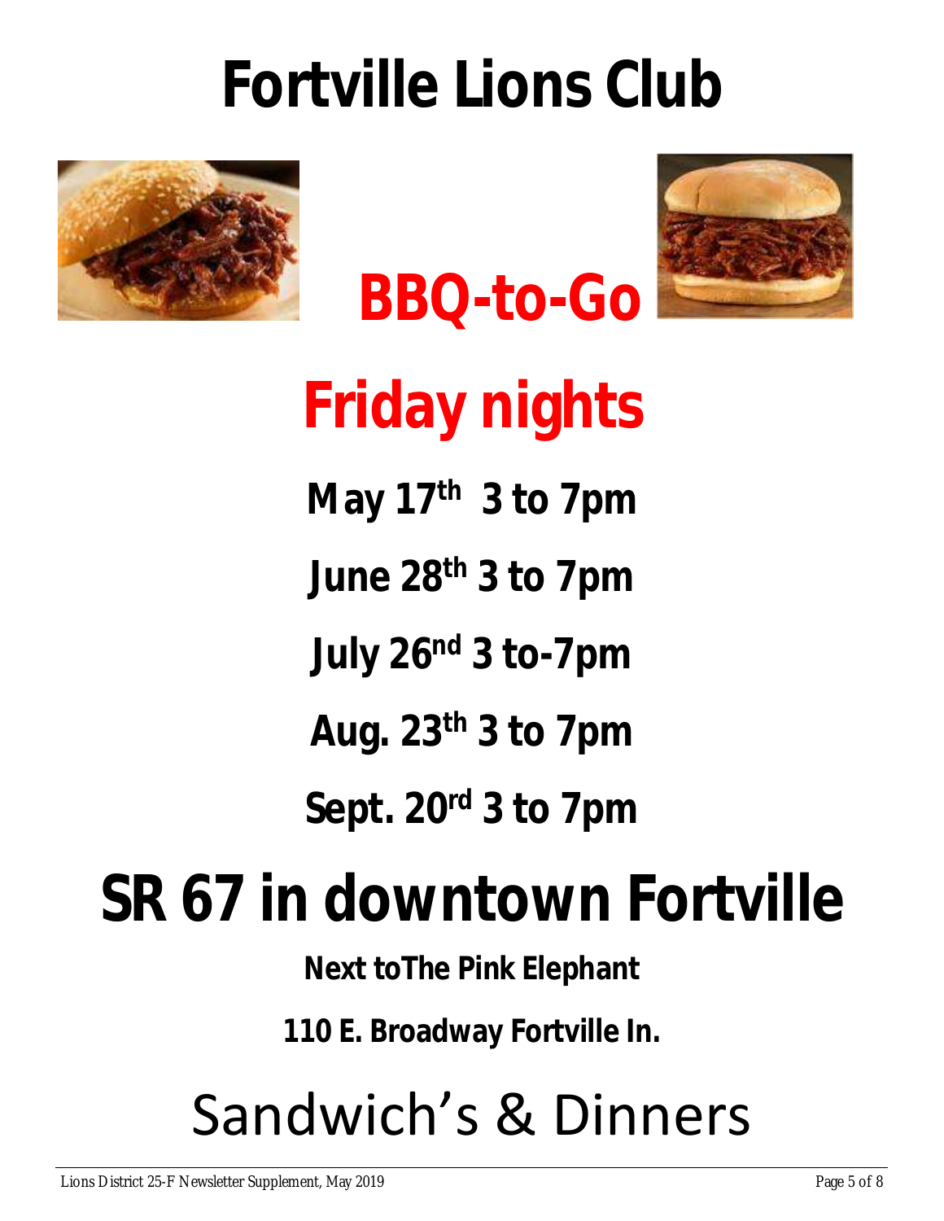# Fortville Lions Club

## BBQ-to-Go

## Friday nights

**May 17th 3 to 7pm**

**June 28th 3 to 7pm**

**July 26nd 3 to-7pm**

**Aug. 23th 3 to 7pm**

**Sept. 20rd 3 to 7pm**

# SR 67 in downtown Fortville

**Next toThe Pink Elephant**

**110 E. Broadway Fortville In.**

Sandwich's & Dinners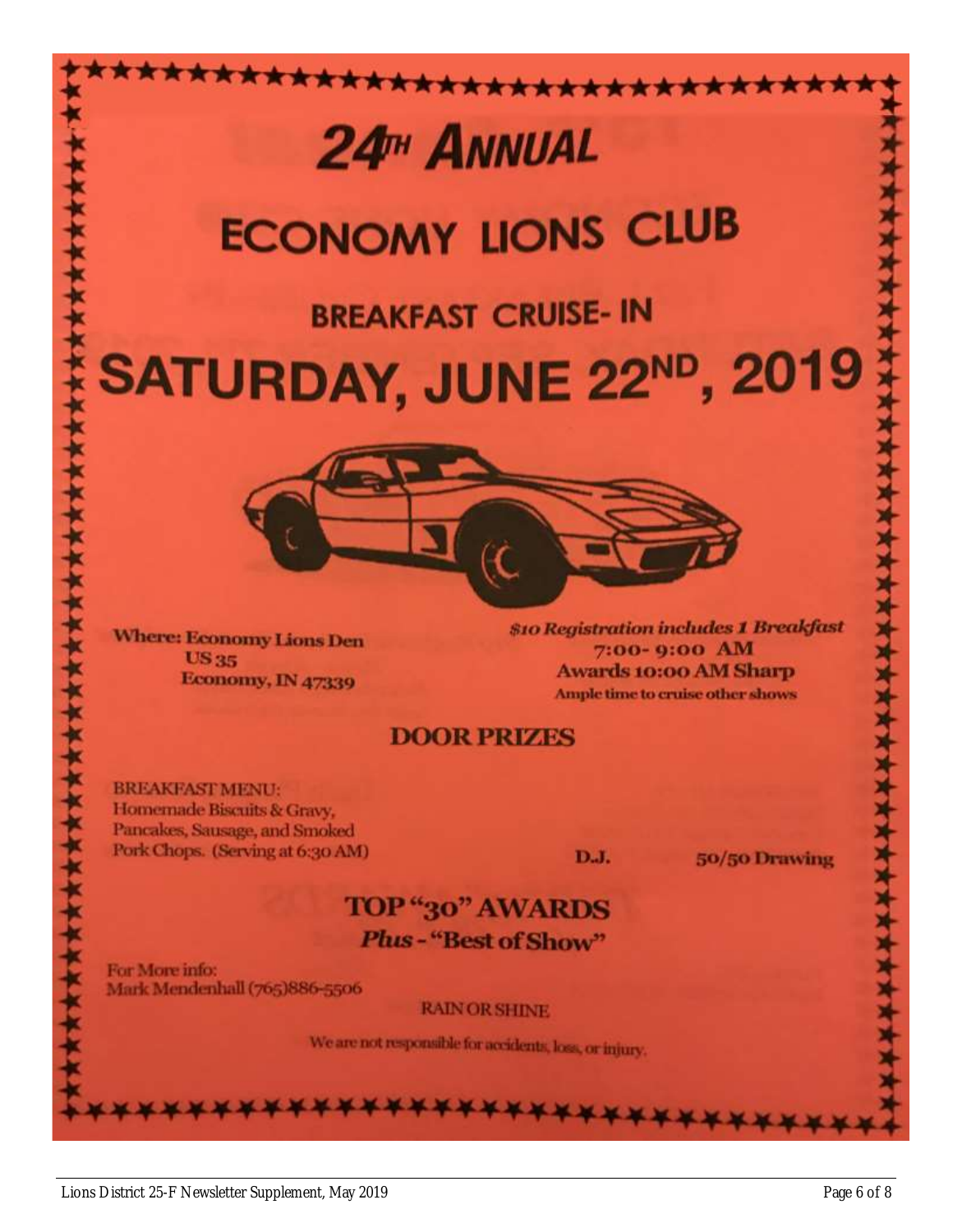# 24TH ANNUAL

# ECONOMY LIONS CLUB

## BREAKFAST CRUISE- IN

# SATURDAY, JUNE 22ND, 2019

**Where: Economy Lions Den**
**US 35**
**Economy, IN 47339**

***$10 Registration includes 1 Breakfast***
**7:00- 9:00 AM**
**Awards 10:00 AM Sharp**
**Ample time to cruise other shows**

## DOOR PRIZES

BREAKFAST MENU:
Homemade Biscuits & Gravy, Pancakes, Sausage, and Smoked Pork Chops. (Serving at 6:30 AM)

**D.J.**

**50/50 Drawing**

## TOP "30" AWARDS

***Plus* - "Best of Show"**

For More info:
Mark Mendenhall (765)886-5506

RAIN OR SHINE

We are not responsible for accidents, loss, or injury.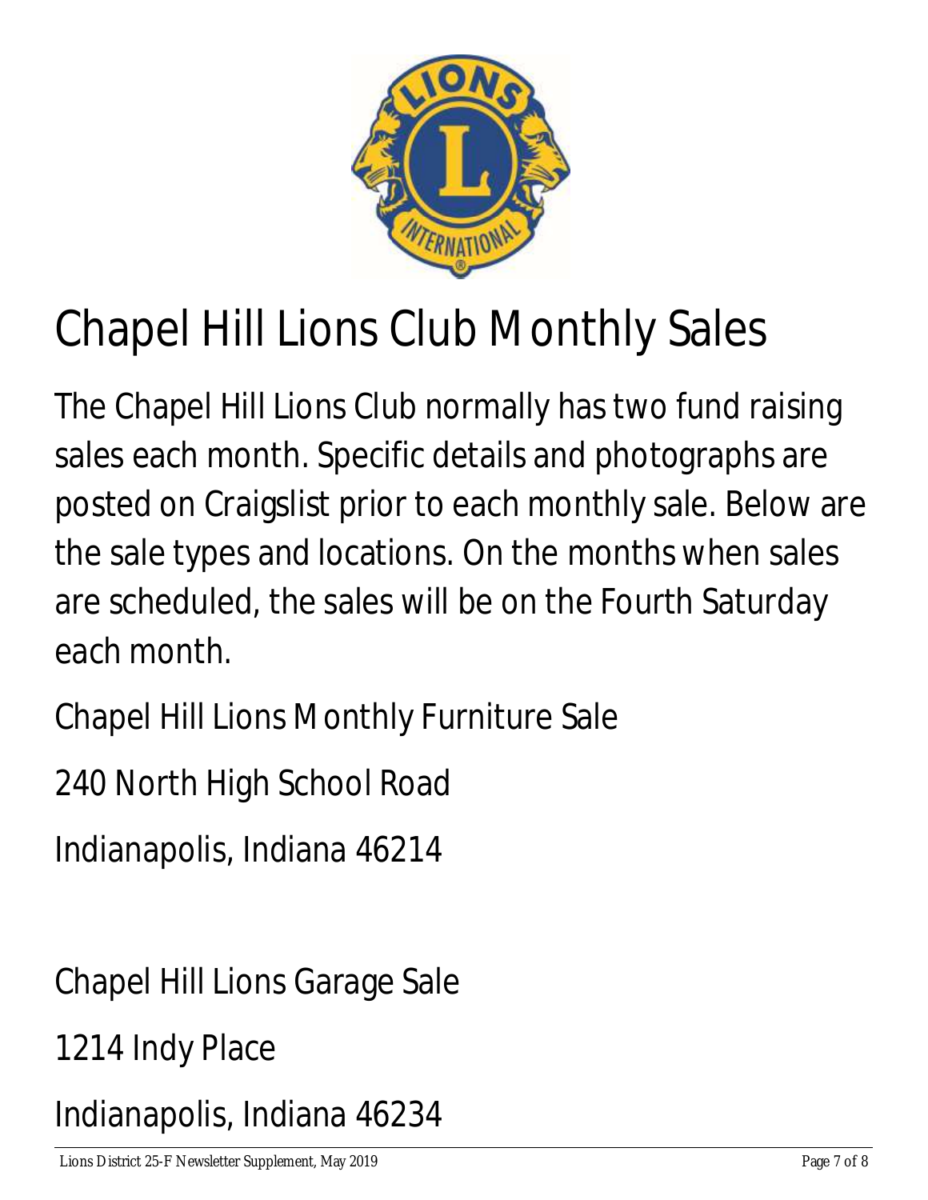# Chapel Hill Lions Club Monthly Sales

The Chapel Hill Lions Club normally has two fund raising sales each month. Specific details and photographs are posted on Craigslist prior to each monthly sale. Below are the sale types and locations. On the months when sales are scheduled, the sales will be on the Fourth Saturday each month.

Chapel Hill Lions Monthly Furniture Sale

240 North High School Road

Indianapolis, Indiana 46214

Chapel Hill Lions Garage Sale

1214 Indy Place

Indianapolis, Indiana 46234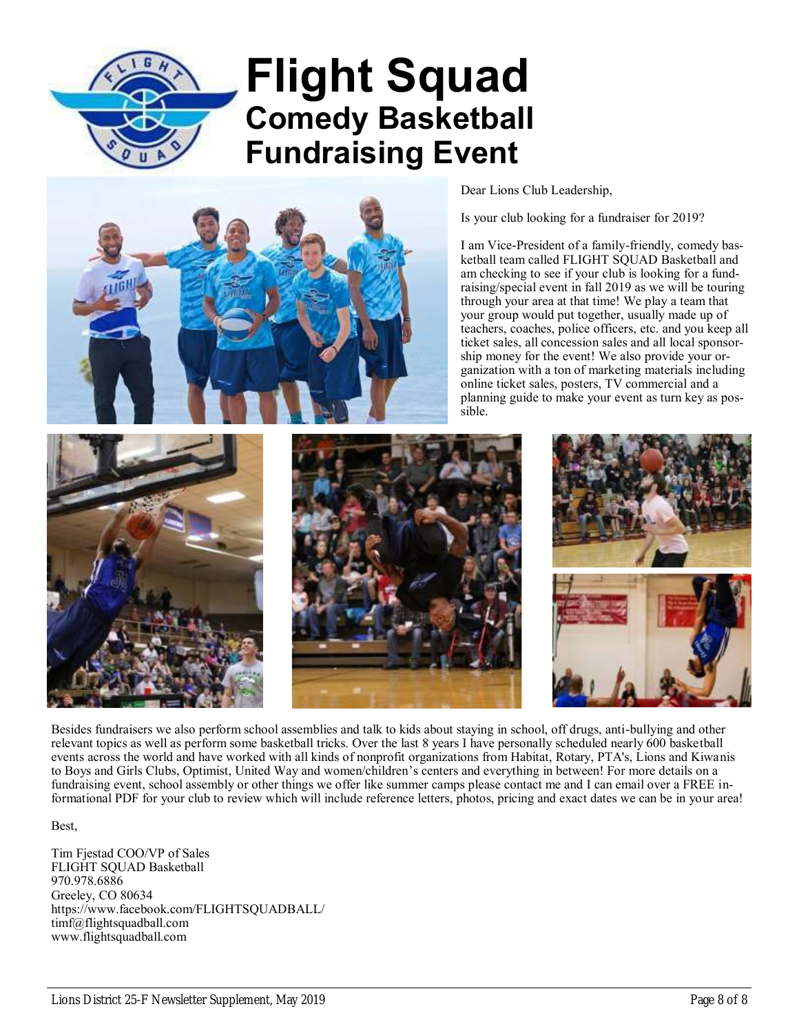# Flight Squad

## Comedy Basketball Fundraising Event

Dear Lions Club Leadership,

Is your club looking for a fundraiser for 2019?

I am Vice-President of a family-friendly, comedy basketball team called FLIGHT SQUAD Basketball and am checking to see if your club is looking for a fundraising/special event in fall 2019 as we will be touring through your area at that time! We play a team that your group would put together, usually made up of teachers, coaches, police officers, etc. and you keep all ticket sales, all concession sales and all local sponsorship money for the event! We also provide your organization with a ton of marketing materials including online ticket sales, posters, TV commercial and a planning guide to make your event as turn key as possible.

Besides fundraisers we also perform school assemblies and talk to kids about staying in school, off drugs, anti-bullying and other relevant topics as well as perform some basketball tricks. Over the last 8 years I have personally scheduled nearly 600 basketball events across the world and have worked with all kinds of nonprofit organizations from Habitat, Rotary, PTA's, Lions and Kiwanis to Boys and Girls Clubs, Optimist, United Way and women/children's centers and everything in between! For more details on a fundraising event, school assembly or other things we offer like summer camps please contact me and I can email over a FREE informational PDF for your club to review which will include reference letters, photos, pricing and exact dates we can be in your area!

Best,

Tim Fjestad COO/VP of Sales
FLIGHT SQUAD Basketball
970.978.6886
Greeley, CO 80634
https://www.facebook.com/FLIGHTSQUADBALL/
timf@flightsquadball.com
www.flightsquadball.com